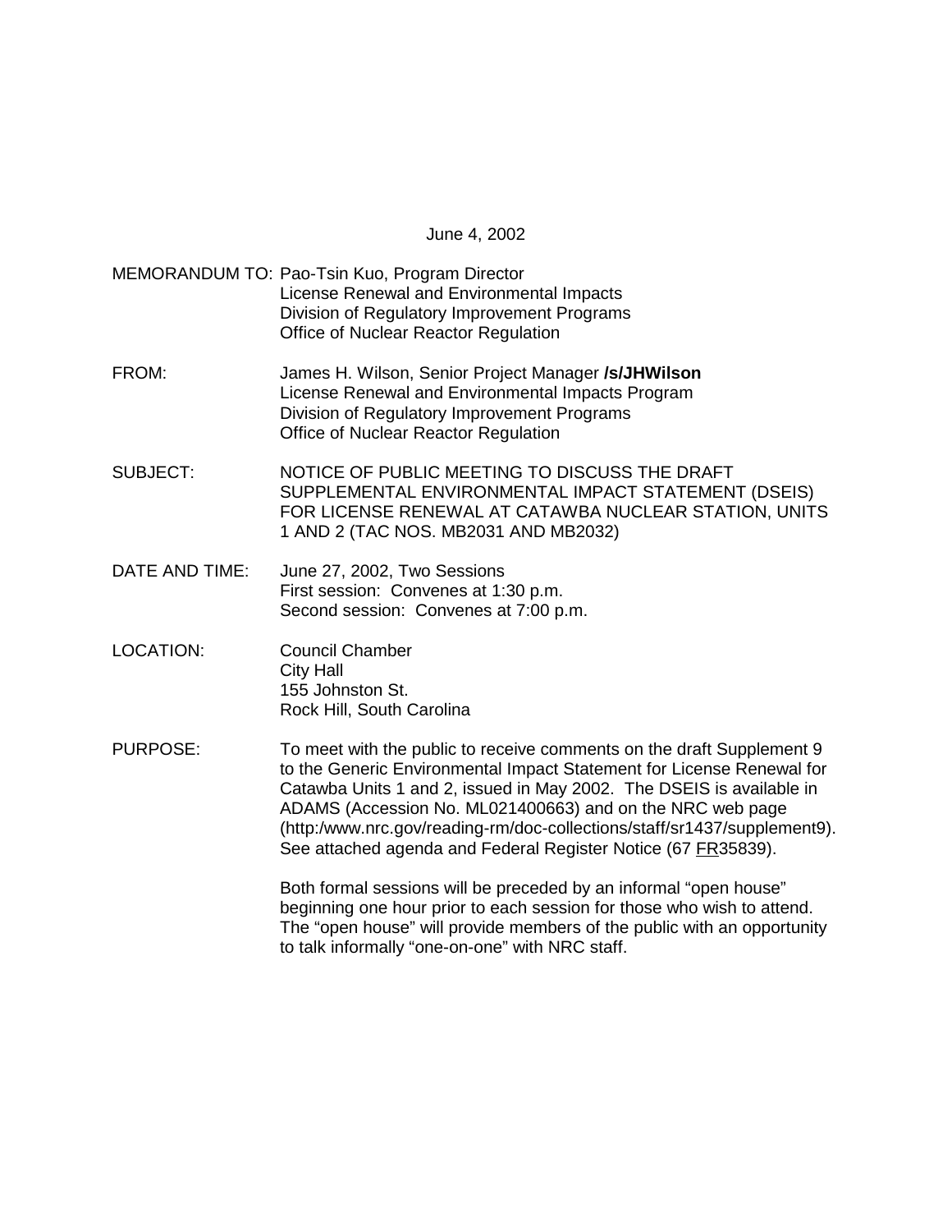June 4, 2002

MEMORANDUM TO: Pao-Tsin Kuo, Program Director
License Renewal and Environmental Impacts
Division of Regulatory Improvement Programs
Office of Nuclear Reactor Regulation

FROM: James H. Wilson, Senior Project Manager **/s/JHWilson**
License Renewal and Environmental Impacts Program
Division of Regulatory Improvement Programs
Office of Nuclear Reactor Regulation

SUBJECT: NOTICE OF PUBLIC MEETING TO DISCUSS THE DRAFT SUPPLEMENTAL ENVIRONMENTAL IMPACT STATEMENT (DSEIS) FOR LICENSE RENEWAL AT CATAWBA NUCLEAR STATION, UNITS 1 AND 2 (TAC NOS. MB2031 AND MB2032)

DATE AND TIME: June 27, 2002, Two Sessions
First session: Convenes at 1:30 p.m.
Second session: Convenes at 7:00 p.m.

LOCATION: Council Chamber
City Hall
155 Johnston St.
Rock Hill, South Carolina

PURPOSE: To meet with the public to receive comments on the draft Supplement 9 to the Generic Environmental Impact Statement for License Renewal for Catawba Units 1 and 2, issued in May 2002. The DSEIS is available in ADAMS (Accession No. ML021400663) and on the NRC web page (http:/www.nrc.gov/reading-rm/doc-collections/staff/sr1437/supplement9). See attached agenda and Federal Register Notice (67 FR35839).

Both formal sessions will be preceded by an informal "open house" beginning one hour prior to each session for those who wish to attend. The "open house" will provide members of the public with an opportunity to talk informally "one-on-one" with NRC staff.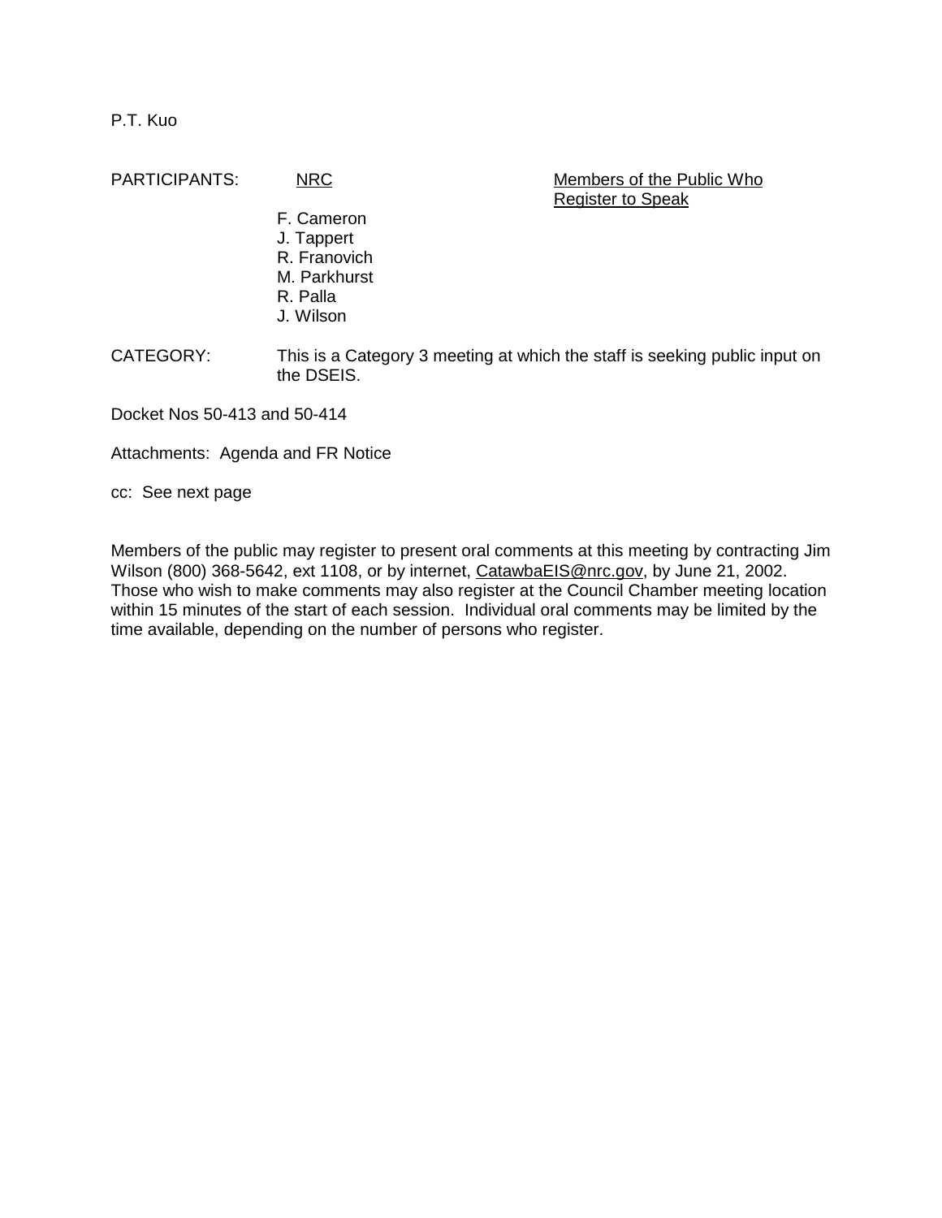P.T. Kuo

| PARTICIPANTS: | NRC | Members of the Public Who Register to Speak |
|---|---|---|
| | F. Cameron | |
| | J. Tappert | |
| | R. Franovich | |
| | M. Parkhurst | |
| | R. Palla | |
| | J. Wilson | |

CATEGORY: This is a Category 3 meeting at which the staff is seeking public input on the DSEIS.

Docket Nos 50-413 and 50-414

Attachments: Agenda and FR Notice

cc: See next page

Members of the public may register to present oral comments at this meeting by contracting Jim Wilson (800) 368-5642, ext 1108, or by internet, CatawbaEIS@nrc.gov, by June 21, 2002. Those who wish to make comments may also register at the Council Chamber meeting location within 15 minutes of the start of each session. Individual oral comments may be limited by the time available, depending on the number of persons who register.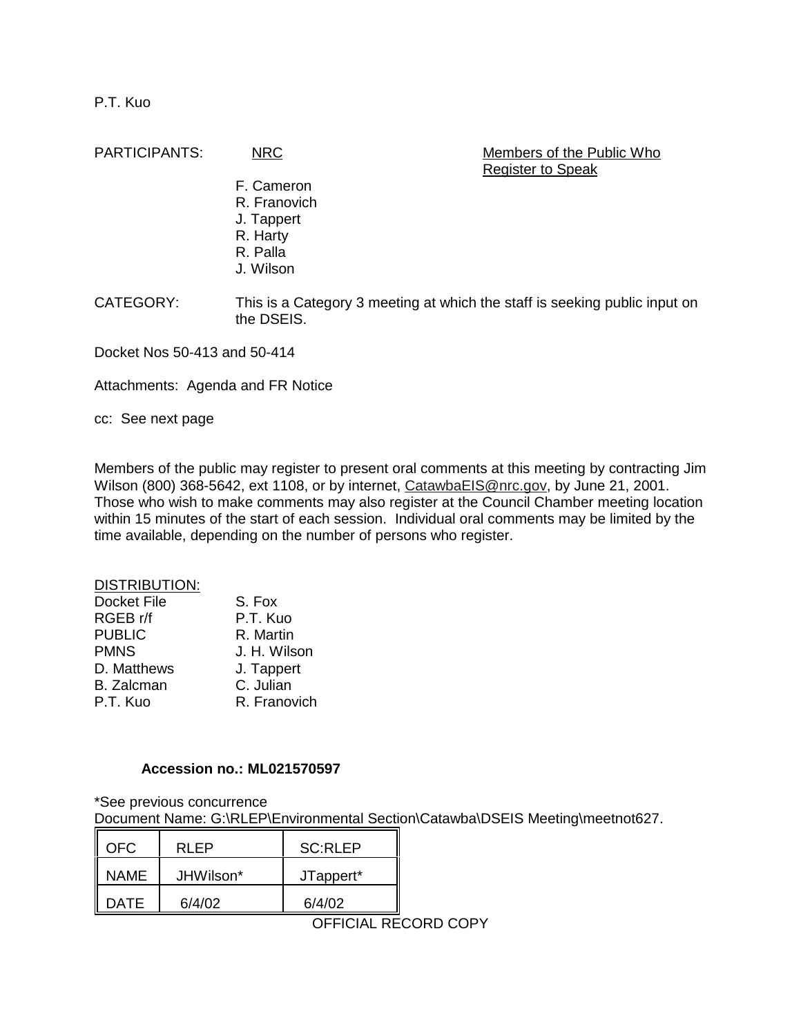P.T. Kuo

PARTICIPANTS:

| NRC | Members of the Public Who Register to Speak |
|---|---|
| F. Cameron | |
| R. Franovich | |
| J. Tappert | |
| R. Harty | |
| R. Palla | |
| J. Wilson | |

CATEGORY: This is a Category 3 meeting at which the staff is seeking public input on the DSEIS.

Docket Nos 50-413 and 50-414

Attachments: Agenda and FR Notice

cc: See next page

Members of the public may register to present oral comments at this meeting by contracting Jim Wilson (800) 368-5642, ext 1108, or by internet, CatawbaEIS@nrc.gov, by June 21, 2001. Those who wish to make comments may also register at the Council Chamber meeting location within 15 minutes of the start of each session. Individual oral comments may be limited by the time available, depending on the number of persons who register.

DISTRIBUTION:

| | |
|---|---|
| Docket File | S. Fox |
| RGEB r/f | P.T. Kuo |
| PUBLIC | R. Martin |
| PMNS | J. H. Wilson |
| D. Matthews | J. Tappert |
| B. Zalcman | C. Julian |
| P.T. Kuo | R. Franovich |

**Accession no.: ML021570597**

*See previous concurrence
Document Name: G:\RLEP\Environmental Section\Catawba\DSEIS Meeting\meetnot627.

| OFC | RLEP | SC:RLEP |
|---|---|---|
| NAME | JHWilson* | JTappert* |
| DATE | 6/4/02 | 6/4/02 |

OFFICIAL RECORD COPY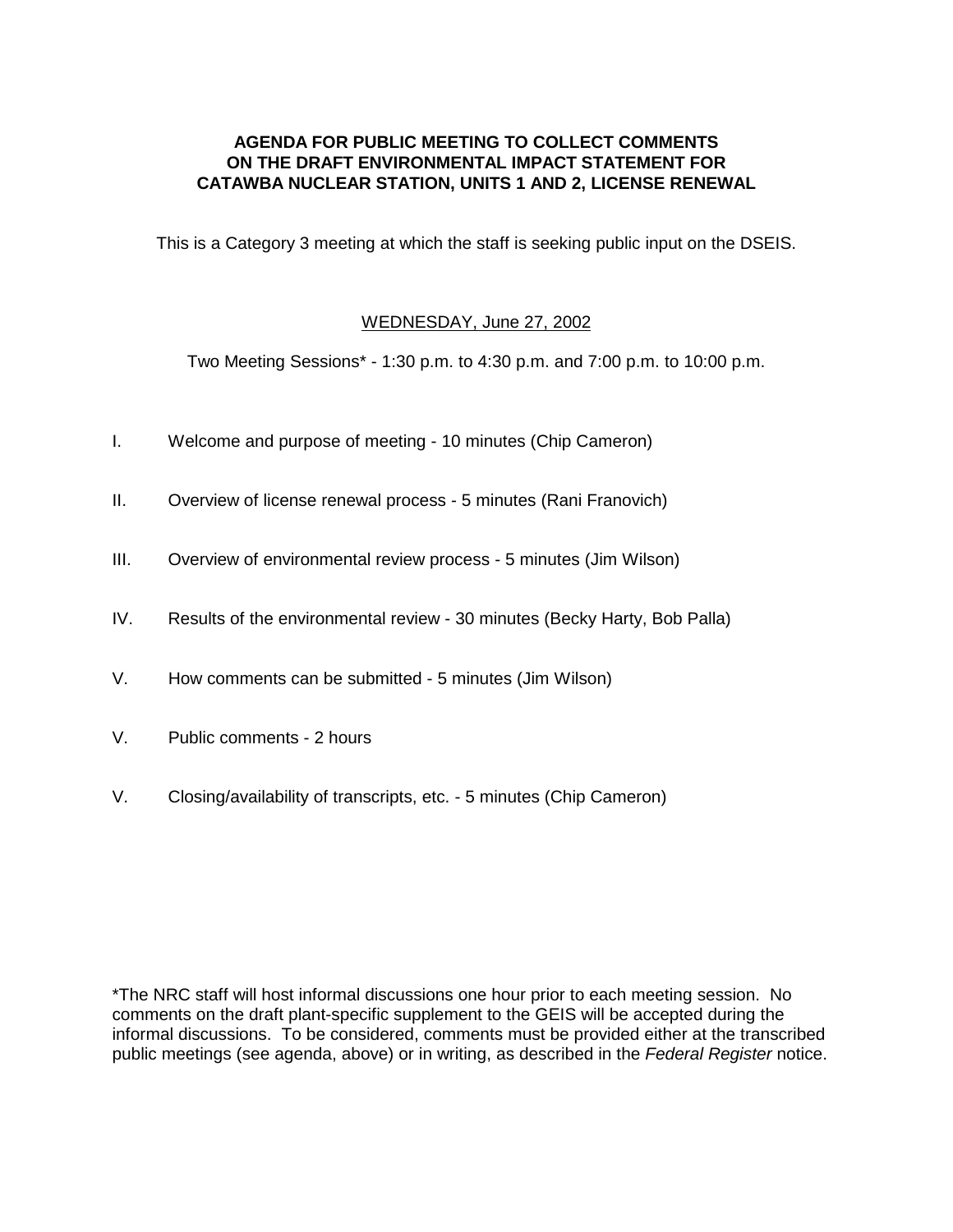**AGENDA FOR PUBLIC MEETING TO COLLECT COMMENTS ON THE DRAFT ENVIRONMENTAL IMPACT STATEMENT FOR CATAWBA NUCLEAR STATION, UNITS 1 AND 2, LICENSE RENEWAL**

This is a Category 3 meeting at which the staff is seeking public input on the DSEIS.

WEDNESDAY, June 27, 2002

Two Meeting Sessions* - 1:30 p.m. to 4:30 p.m. and 7:00 p.m. to 10:00 p.m.

I. Welcome and purpose of meeting - 10 minutes (Chip Cameron)

II. Overview of license renewal process - 5 minutes (Rani Franovich)

III. Overview of environmental review process - 5 minutes (Jim Wilson)

IV. Results of the environmental review - 30 minutes (Becky Harty, Bob Palla)

V. How comments can be submitted - 5 minutes (Jim Wilson)

V. Public comments - 2 hours

V. Closing/availability of transcripts, etc. - 5 minutes (Chip Cameron)

*The NRC staff will host informal discussions one hour prior to each meeting session. No comments on the draft plant-specific supplement to the GEIS will be accepted during the informal discussions. To be considered, comments must be provided either at the transcribed public meetings (see agenda, above) or in writing, as described in the *Federal Register* notice.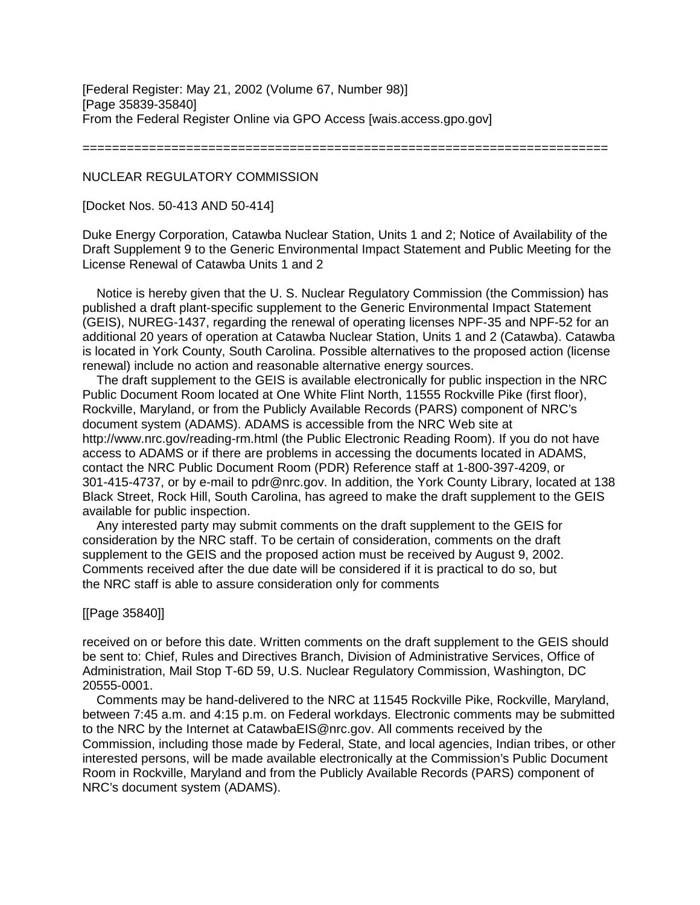[Federal Register: May 21, 2002 (Volume 67, Number 98)]
[Page 35839-35840]
From the Federal Register Online via GPO Access [wais.access.gpo.gov]

=======================================================================

NUCLEAR REGULATORY COMMISSION

[Docket Nos. 50-413 AND 50-414]

Duke Energy Corporation, Catawba Nuclear Station, Units 1 and 2; Notice of Availability of the Draft Supplement 9 to the Generic Environmental Impact Statement and Public Meeting for the License Renewal of Catawba Units 1 and 2

Notice is hereby given that the U. S. Nuclear Regulatory Commission (the Commission) has published a draft plant-specific supplement to the Generic Environmental Impact Statement (GEIS), NUREG-1437, regarding the renewal of operating licenses NPF-35 and NPF-52 for an additional 20 years of operation at Catawba Nuclear Station, Units 1 and 2 (Catawba). Catawba is located in York County, South Carolina. Possible alternatives to the proposed action (license renewal) include no action and reasonable alternative energy sources.

The draft supplement to the GEIS is available electronically for public inspection in the NRC Public Document Room located at One White Flint North, 11555 Rockville Pike (first floor), Rockville, Maryland, or from the Publicly Available Records (PARS) component of NRC's document system (ADAMS). ADAMS is accessible from the NRC Web site at http://www.nrc.gov/reading-rm.html (the Public Electronic Reading Room). If you do not have access to ADAMS or if there are problems in accessing the documents located in ADAMS, contact the NRC Public Document Room (PDR) Reference staff at 1-800-397-4209, or 301-415-4737, or by e-mail to pdr@nrc.gov. In addition, the York County Library, located at 138 Black Street, Rock Hill, South Carolina, has agreed to make the draft supplement to the GEIS available for public inspection.

Any interested party may submit comments on the draft supplement to the GEIS for consideration by the NRC staff. To be certain of consideration, comments on the draft supplement to the GEIS and the proposed action must be received by August 9, 2002. Comments received after the due date will be considered if it is practical to do so, but the NRC staff is able to assure consideration only for comments

[[Page 35840]]

received on or before this date. Written comments on the draft supplement to the GEIS should be sent to: Chief, Rules and Directives Branch, Division of Administrative Services, Office of Administration, Mail Stop T-6D 59, U.S. Nuclear Regulatory Commission, Washington, DC 20555-0001.

Comments may be hand-delivered to the NRC at 11545 Rockville Pike, Rockville, Maryland, between 7:45 a.m. and 4:15 p.m. on Federal workdays. Electronic comments may be submitted to the NRC by the Internet at CatawbaEIS@nrc.gov. All comments received by the Commission, including those made by Federal, State, and local agencies, Indian tribes, or other interested persons, will be made available electronically at the Commission's Public Document Room in Rockville, Maryland and from the Publicly Available Records (PARS) component of NRC's document system (ADAMS).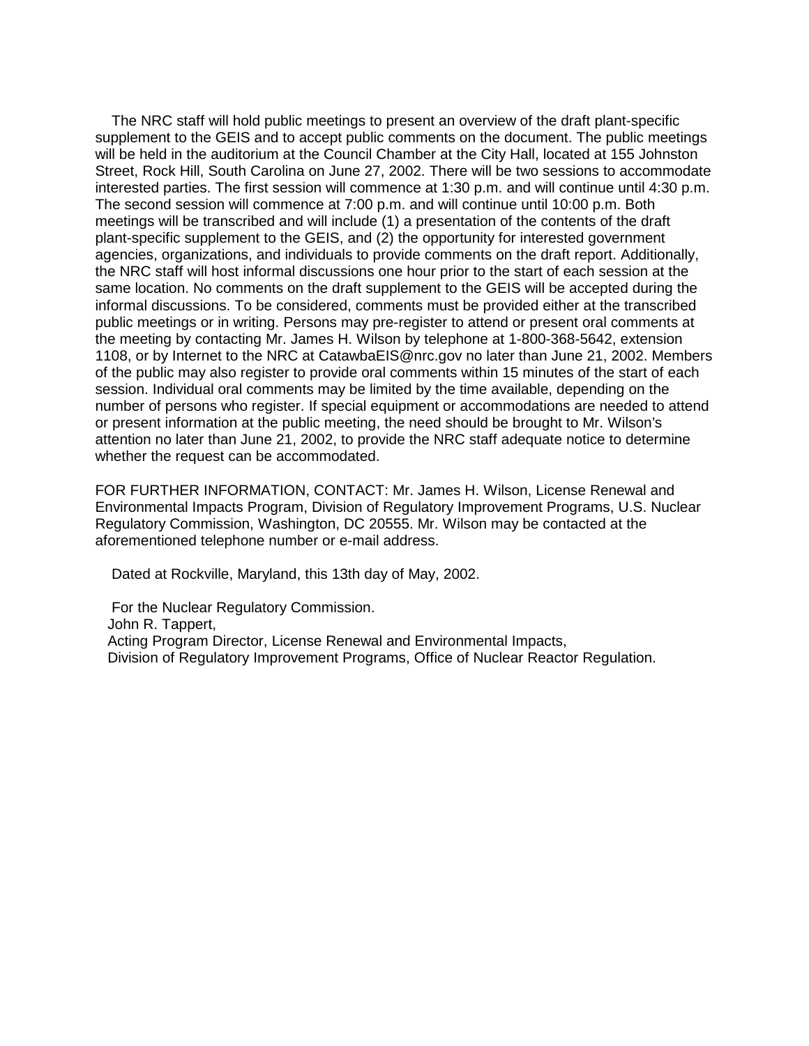The NRC staff will hold public meetings to present an overview of the draft plant-specific supplement to the GEIS and to accept public comments on the document. The public meetings will be held in the auditorium at the Council Chamber at the City Hall, located at 155 Johnston Street, Rock Hill, South Carolina on June 27, 2002. There will be two sessions to accommodate interested parties. The first session will commence at 1:30 p.m. and will continue until 4:30 p.m. The second session will commence at 7:00 p.m. and will continue until 10:00 p.m. Both meetings will be transcribed and will include (1) a presentation of the contents of the draft plant-specific supplement to the GEIS, and (2) the opportunity for interested government agencies, organizations, and individuals to provide comments on the draft report. Additionally, the NRC staff will host informal discussions one hour prior to the start of each session at the same location. No comments on the draft supplement to the GEIS will be accepted during the informal discussions. To be considered, comments must be provided either at the transcribed public meetings or in writing. Persons may pre-register to attend or present oral comments at the meeting by contacting Mr. James H. Wilson by telephone at 1-800-368-5642, extension 1108, or by Internet to the NRC at CatawbaEIS@nrc.gov no later than June 21, 2002. Members of the public may also register to provide oral comments within 15 minutes of the start of each session. Individual oral comments may be limited by the time available, depending on the number of persons who register. If special equipment or accommodations are needed to attend or present information at the public meeting, the need should be brought to Mr. Wilson's attention no later than June 21, 2002, to provide the NRC staff adequate notice to determine whether the request can be accommodated.

FOR FURTHER INFORMATION, CONTACT: Mr. James H. Wilson, License Renewal and Environmental Impacts Program, Division of Regulatory Improvement Programs, U.S. Nuclear Regulatory Commission, Washington, DC 20555. Mr. Wilson may be contacted at the aforementioned telephone number or e-mail address.

Dated at Rockville, Maryland, this 13th day of May, 2002.

For the Nuclear Regulatory Commission.
John R. Tappert,
Acting Program Director, License Renewal and Environmental Impacts,
Division of Regulatory Improvement Programs, Office of Nuclear Reactor Regulation.